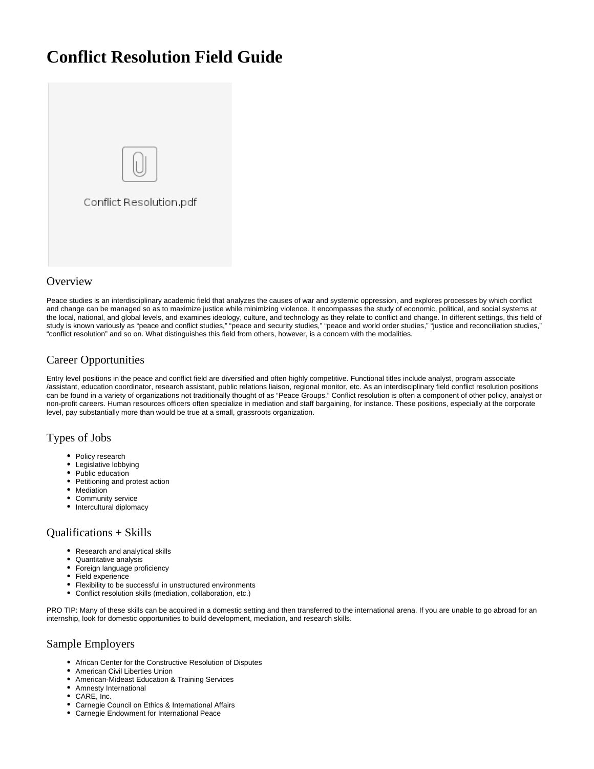# Conflict Resolution Field Guide

Conflict Resolution.pdf

## Overview

Peace studies is an interdisciplinary academic field that analyzes the causes of war and systemic oppression, and explores processes by which conflict and change can be managed so as to maximize justice while minimizing violence. It encompasses the study of economic, political, and social systems at the local, national, and global levels, and examines ideology, culture, and technology as they relate to conflict and change. In different settings, this field of study is known variously as "peace and conflict studies," "peace and security studies," "peace and world order studies," "justice and reconciliation studies," "conflict resolution" and so on. What distinguishes this field from others, however, is a concern with the modalities.

## Career Opportunities

Entry level positions in the peace and conflict field are diversified and often highly competitive. Functional titles include analyst, program associate /assistant, education coordinator, research assistant, public relations liaison, regional monitor, etc. As an interdisciplinary field conflict resolution positions can be found in a variety of organizations not traditionally thought of as "Peace Groups." Conflict resolution is often a component of other policy, analyst or non-profit careers. Human resources officers often specialize in mediation and staff bargaining, for instance. These positions, especially at the corporate level, pay substantially more than would be true at a small, grassroots organization.

## Types of Jobs

- Policy research
- Legislative lobbying
- Public education
- Petitioning and protest action
- Mediation
- Community service
- Intercultural diplomacy

## Qualifications + Skills

- Research and analytical skills
- Quantitative analysis
- Foreign language proficiency
- Field experience
- Flexibility to be successful in unstructured environments
- Conflict resolution skills (mediation, collaboration, etc.)

PRO TIP: Many of these skills can be acquired in a domestic setting and then transferred to the international arena. If you are unable to go abroad for an internship, look for domestic opportunities to build development, mediation, and research skills.

## Sample Employers

- African Center for the Constructive Resolution of Disputes
- American Civil Liberties Union
- American-Mideast Education & Training Services
- Amnesty International
- CARE, Inc.
- Carnegie Council on Ethics & International Affairs
- Carnegie Endowment for International Peace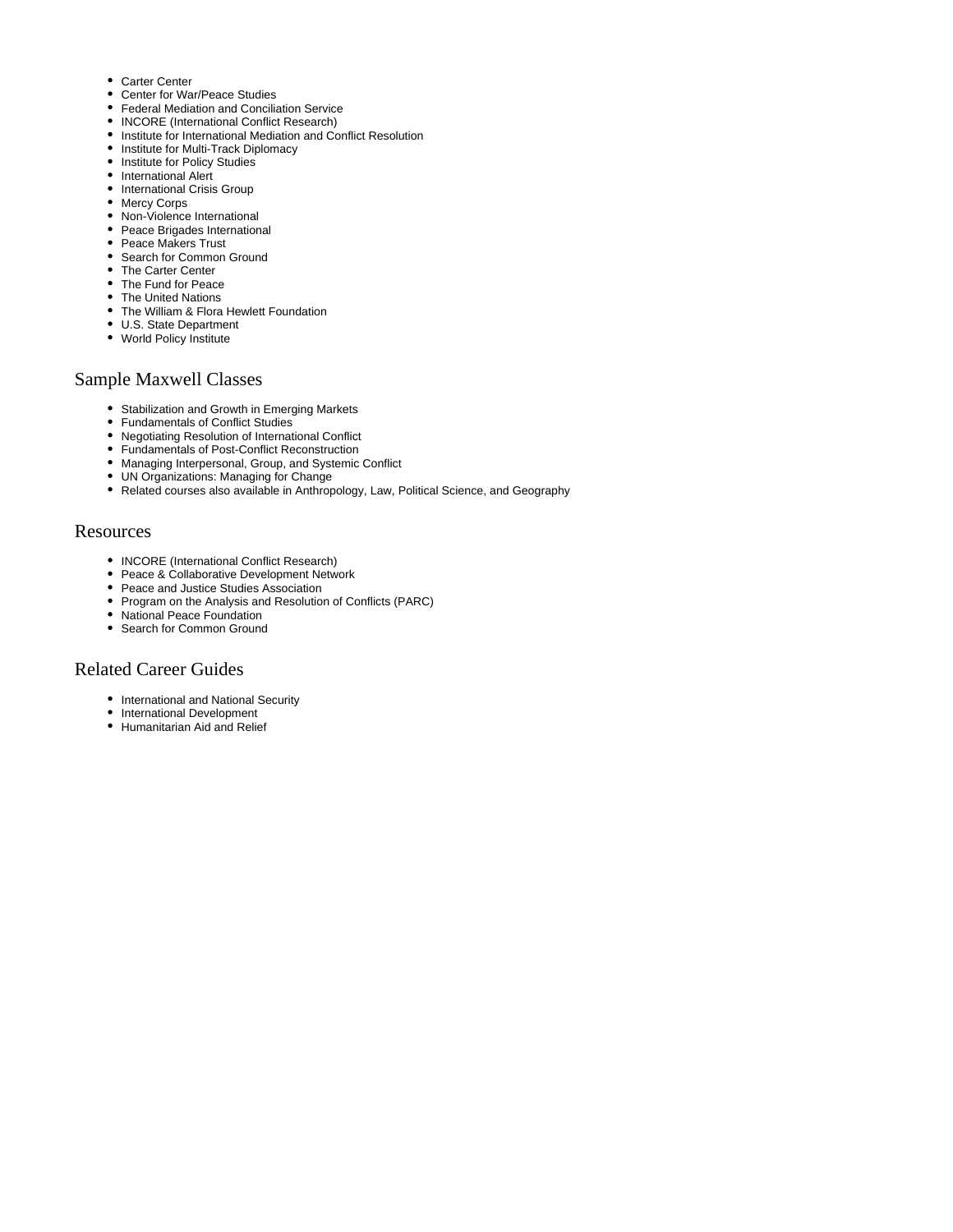- Carter Center
- Center for War/Peace Studies
- Federal Mediation and Conciliation Service
- INCORE (International Conflict Research)
- Institute for International Mediation and Conflict Resolution
- Institute for Multi-Track Diplomacy
- Institute for Policy Studies
- International Alert
- International Crisis Group
- Mercy Corps
- Non-Violence International
- Peace Brigades International
- Peace Makers Trust
- Search for Common Ground
- The Carter Center
- The Fund for Peace
- The United Nations
- The William & Flora Hewlett Foundation
- U.S. State Department
- World Policy Institute

## Sample Maxwell Classes

- Stabilization and Growth in Emerging Markets
- Fundamentals of Conflict Studies
- Negotiating Resolution of International Conflict
- Fundamentals of Post-Conflict Reconstruction
- Managing Interpersonal, Group, and Systemic Conflict
- UN Organizations: Managing for Change
- Related courses also available in Anthropology, Law, Political Science, and Geography

## Resources

- INCORE (International Conflict Research)
- Peace & Collaborative Development Network
- Peace and Justice Studies Association
- Program on the Analysis and Resolution of Conflicts (PARC)
- National Peace Foundation
- Search for Common Ground

## Related Career Guides

- International and National Security
- International Development
- Humanitarian Aid and Relief